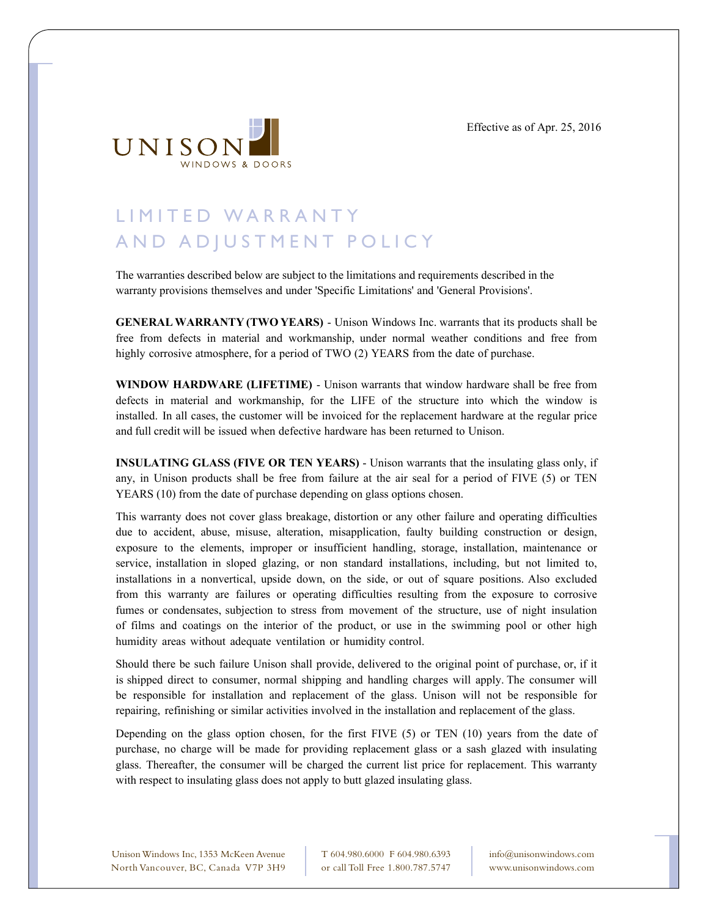UNISON WINDOWS & DOORS

Effective as of Apr. 25, 2016

# LIMITED WARRANTY AND ADJUSTMENT POLICY

The warranties described below are subject to the limitations and requirements described in the warranty provisions themselves and under 'Specific Limitations' and 'General Provisions'.

**GENERAL WARRANTY (TWO YEARS)** - Unison Windows Inc. warrants that its products shall be free from defects in material and workmanship, under normal weather conditions and free from highly corrosive atmosphere, for a period of TWO (2) YEARS from the date of purchase.

**WINDOW HARDWARE (LIFETIME)** - Unison warrants that window hardware shall be free from defects in material and workmanship, for the LIFE of the structure into which the window is installed. In all cases, the customer will be invoiced for the replacement hardware at the regular price and full credit will be issued when defective hardware has been returned to Unison.

**INSULATING GLASS (FIVE OR TEN YEARS)** - Unison warrants that the insulating glass only, if any, in Unison products shall be free from failure at the air seal for a period of FIVE (5) or TEN YEARS (10) from the date of purchase depending on glass options chosen.

This warranty does not cover glass breakage, distortion or any other failure and operating difficulties due to accident, abuse, misuse, alteration, misapplication, faulty building construction or design, exposure to the elements, improper or insufficient handling, storage, installation, maintenance or service, installation in sloped glazing, or non standard installations, including, but not limited to, installations in a nonvertical, upside down, on the side, or out of square positions. Also excluded from this warranty are failures or operating difficulties resulting from the exposure to corrosive fumes or condensates, subjection to stress from movement of the structure, use of night insulation of films and coatings on the interior of the product, or use in the swimming pool or other high humidity areas without adequate ventilation or humidity control.

Should there be such failure Unison shall provide, delivered to the original point of purchase, or, if it is shipped direct to consumer, normal shipping and handling charges will apply. The consumer will be responsible for installation and replacement of the glass. Unison will not be responsible for repairing, refinishing or similar activities involved in the installation and replacement of the glass.

Depending on the glass option chosen, for the first FIVE (5) or TEN (10) years from the date of purchase, no charge will be made for providing replacement glass or a sash glazed with insulating glass. Thereafter, the consumer will be charged the current list price for replacement. This warranty with respect to insulating glass does not apply to butt glazed insulating glass.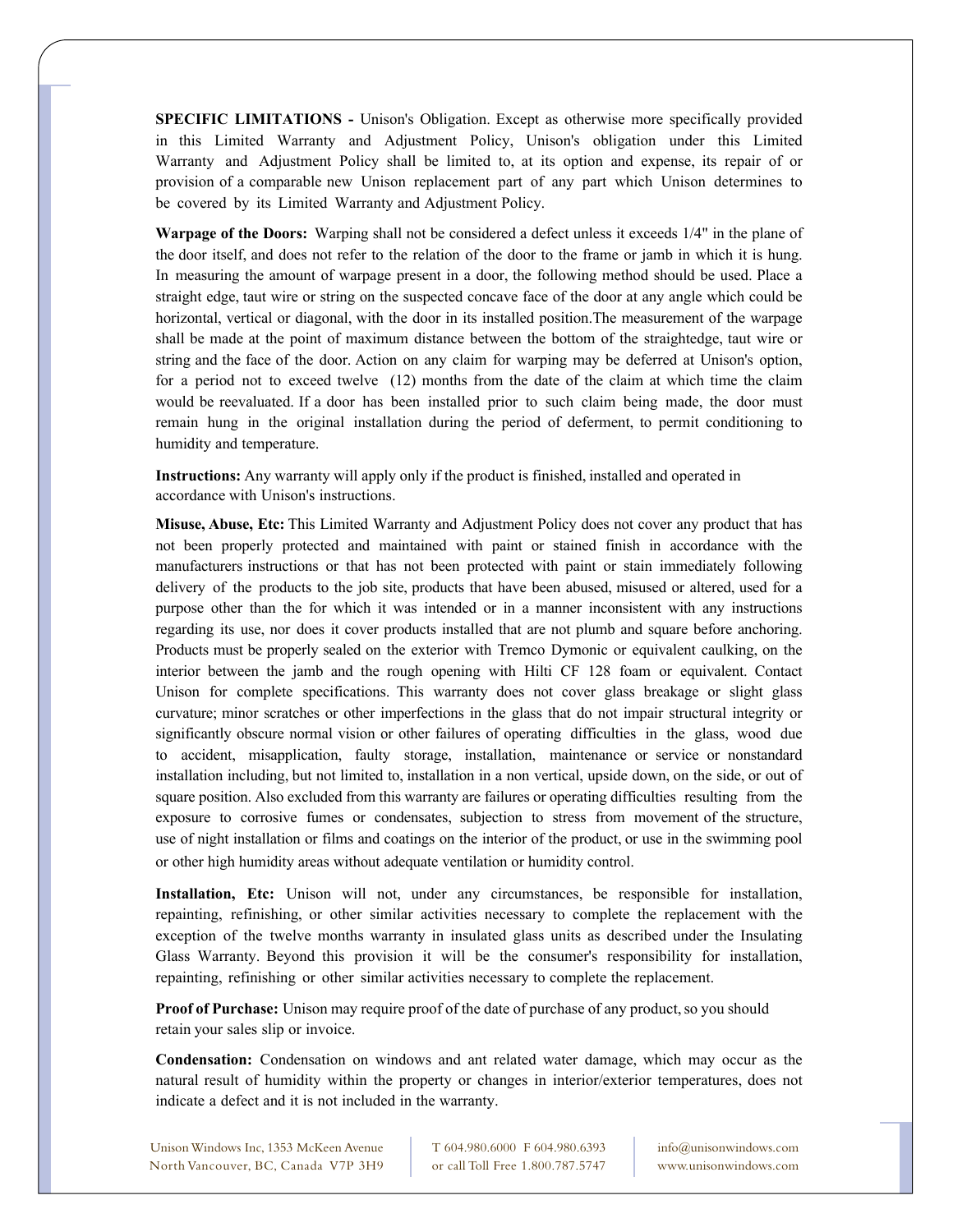**SPECIFIC LIMITATIONS -** Unison's Obligation. Except as otherwise more specifically provided in this Limited Warranty and Adjustment Policy, Unison's obligation under this Limited Warranty and Adjustment Policy shall be limited to, at its option and expense, its repair of or provision of a comparable new Unison replacement part of any part which Unison determines to be covered by its Limited Warranty and Adjustment Policy.

**Warpage of the Doors:** Warping shall not be considered a defect unless it exceeds 1/4" in the plane of the door itself, and does not refer to the relation of the door to the frame or jamb in which it is hung. In measuring the amount of warpage present in a door, the following method should be used. Place a straight edge, taut wire or string on the suspected concave face of the door at any angle which could be horizontal, vertical or diagonal, with the door in its installed position.The measurement of the warpage shall be made at the point of maximum distance between the bottom of the straightedge, taut wire or string and the face of the door. Action on any claim for warping may be deferred at Unison's option, for a period not to exceed twelve (12) months from the date of the claim at which time the claim would be reevaluated. If a door has been installed prior to such claim being made, the door must remain hung in the original installation during the period of deferment, to permit conditioning to humidity and temperature.

**Instructions:** Any warranty will apply only if the product is finished, installed and operated in accordance with Unison's instructions.

**Misuse, Abuse, Etc:** This Limited Warranty and Adjustment Policy does not cover any product that has not been properly protected and maintained with paint or stained finish in accordance with the manufacturers instructions or that has not been protected with paint or stain immediately following delivery of the products to the job site, products that have been abused, misused or altered, used for a purpose other than the for which it was intended or in a manner inconsistent with any instructions regarding its use, nor does it cover products installed that are not plumb and square before anchoring. Products must be properly sealed on the exterior with Tremco Dymonic or equivalent caulking, on the interior between the jamb and the rough opening with Hilti CF 128 foam or equivalent. Contact Unison for complete specifications. This warranty does not cover glass breakage or slight glass curvature; minor scratches or other imperfections in the glass that do not impair structural integrity or significantly obscure normal vision or other failures of operating difficulties in the glass, wood due to accident, misapplication, faulty storage, installation, maintenance or service or nonstandard installation including, but not limited to, installation in a non vertical, upside down, on the side, or out of square position. Also excluded from this warranty are failures or operating difficulties resulting from the exposure to corrosive fumes or condensates, subjection to stress from movement of the structure, use of night installation or films and coatings on the interior of the product, or use in the swimming pool or other high humidity areas without adequate ventilation or humidity control.

**Installation, Etc:** Unison will not, under any circumstances, be responsible for installation, repainting, refinishing, or other similar activities necessary to complete the replacement with the exception of the twelve months warranty in insulated glass units as described under the Insulating Glass Warranty. Beyond this provision it will be the consumer's responsibility for installation, repainting, refinishing or other similar activities necessary to complete the replacement.

**Proof of Purchase:** Unison may require proof of the date of purchase of any product, so you should retain your sales slip or invoice.

**Condensation:** Condensation on windows and ant related water damage, which may occur as the natural result of humidity within the property or changes in interior/exterior temperatures, does not indicate a defect and it is not included in the warranty.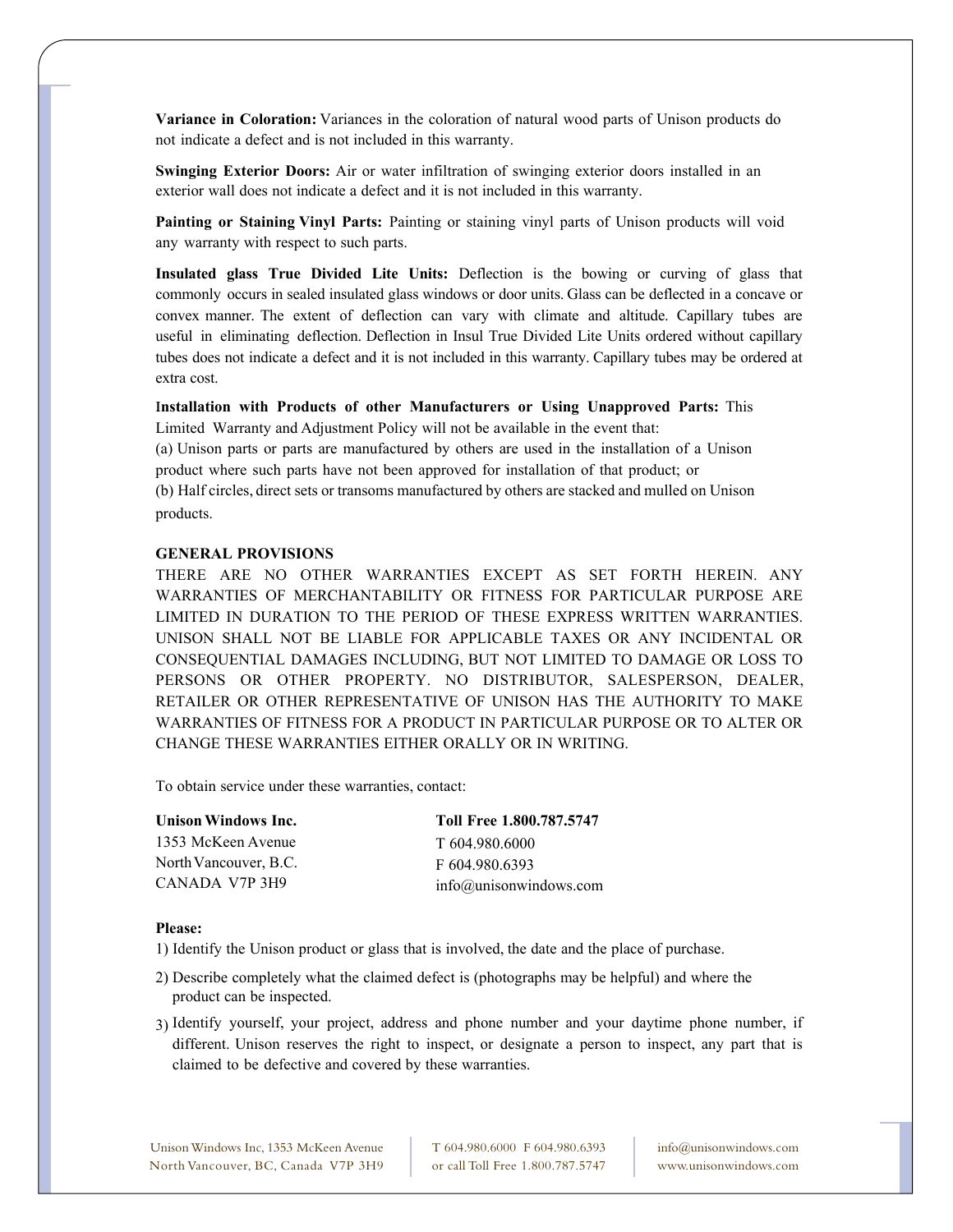**Variance in Coloration:** Variances in the coloration of natural wood parts of Unison products do not indicate a defect and is not included in this warranty.

**Swinging Exterior Doors:** Air or water infiltration of swinging exterior doors installed in an exterior wall does not indicate a defect and it is not included in this warranty.

**Painting or Staining Vinyl Parts:** Painting or staining vinyl parts of Unison products will void any warranty with respect to such parts.

**Insulated glass True Divided Lite Units:** Deflection is the bowing or curving of glass that commonly occurs in sealed insulated glass windows or door units. Glass can be deflected in a concave or convex manner. The extent of deflection can vary with climate and altitude. Capillary tubes are useful in eliminating deflection. Deflection in Insul True Divided Lite Units ordered without capillary tubes does not indicate a defect and it is not included in this warranty. Capillary tubes may be ordered at extra cost.

**Installation with Products of other Manufacturers or Using Unapproved Parts:** This Limited Warranty and Adjustment Policy will not be available in the event that:
(a) Unison parts or parts are manufactured by others are used in the installation of a Unison product where such parts have not been approved for installation of that product; or
(b) Half circles, direct sets or transoms manufactured by others are stacked and mulled on Unison products.

**GENERAL PROVISIONS**

THERE ARE NO OTHER WARRANTIES EXCEPT AS SET FORTH HEREIN. ANY WARRANTIES OF MERCHANTABILITY OR FITNESS FOR PARTICULAR PURPOSE ARE LIMITED IN DURATION TO THE PERIOD OF THESE EXPRESS WRITTEN WARRANTIES. UNISON SHALL NOT BE LIABLE FOR APPLICABLE TAXES OR ANY INCIDENTAL OR CONSEQUENTIAL DAMAGES INCLUDING, BUT NOT LIMITED TO DAMAGE OR LOSS TO PERSONS OR OTHER PROPERTY. NO DISTRIBUTOR, SALESPERSON, DEALER, RETAILER OR OTHER REPRESENTATIVE OF UNISON HAS THE AUTHORITY TO MAKE WARRANTIES OF FITNESS FOR A PRODUCT IN PARTICULAR PURPOSE OR TO ALTER OR CHANGE THESE WARRANTIES EITHER ORALLY OR IN WRITING.

To obtain service under these warranties, contact:

**Unison Windows Inc.**
1353 McKeen Avenue
North Vancouver, B.C.
CANADA V7P 3H9

**Toll Free 1.800.787.5747**
T 604.980.6000
F 604.980.6393
info@unisonwindows.com

**Please:**

1) Identify the Unison product or glass that is involved, the date and the place of purchase.
2) Describe completely what the claimed defect is (photographs may be helpful) and where the product can be inspected.
3) Identify yourself, your project, address and phone number and your daytime phone number, if different. Unison reserves the right to inspect, or designate a person to inspect, any part that is claimed to be defective and covered by these warranties.